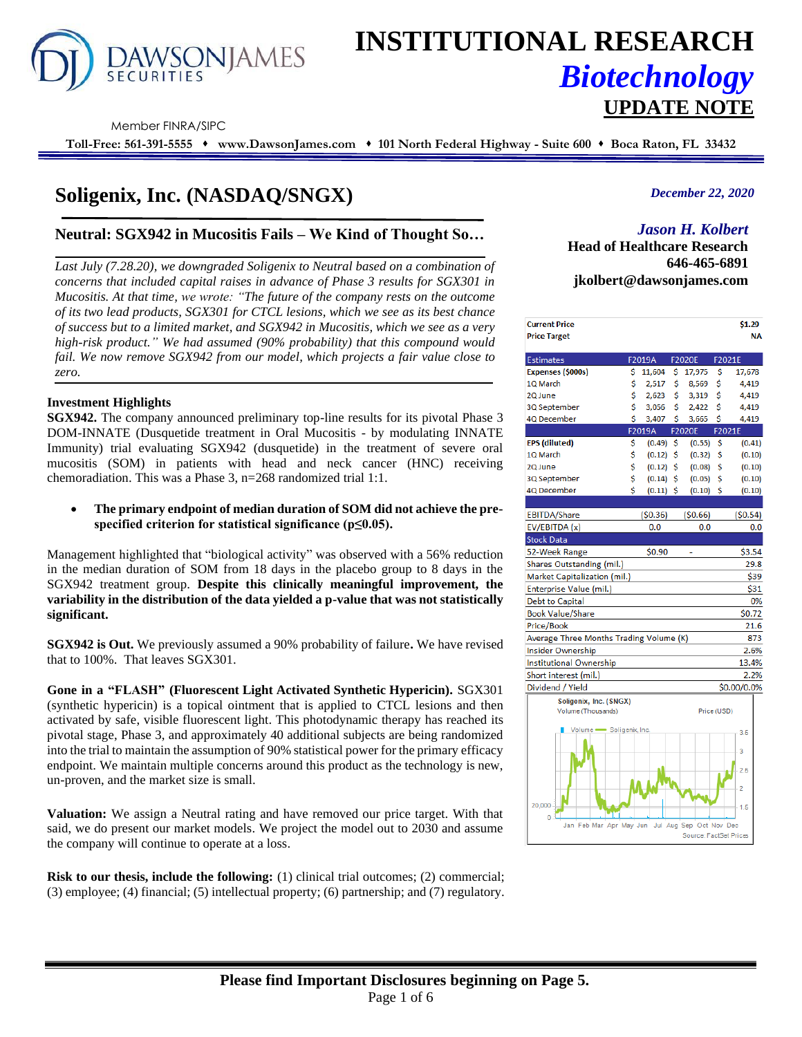# INSTITUTIONAL RESEARCH
## *Biotechnology*
## UPDATE NOTE

DAWSONJAMES SECURITIES

Member FINRA/SIPC

**Toll-Free: 561-391-5555 ♦ www.DawsonJames.com ♦ 101 North Federal Highway - Suite 600 ♦ Boca Raton, FL 33432**

# Soligenix, Inc. (NASDAQ/SNGX)

*December 22, 2020*

## Neutral: SGX942 in Mucositis Fails – We Kind of Thought So…

*Jason H. Kolbert*
**Head of Healthcare Research**
**646-465-6891**
**jkolbert@dawsonjames.com**

*Last July (7.28.20), we downgraded Soligenix to Neutral based on a combination of concerns that included capital raises in advance of Phase 3 results for SGX301 in Mucositis. At that time, we wrote: "The future of the company rests on the outcome of its two lead products, SGX301 for CTCL lesions, which we see as its best chance of success but to a limited market, and SGX942 in Mucositis, which we see as a very high-risk product." We had assumed (90% probability) that this compound would fail. We now remove SGX942 from our model, which projects a fair value close to zero.*

### Investment Highlights

**SGX942.** The company announced preliminary top-line results for its pivotal Phase 3 DOM-INNATE (Dusquetide treatment in Oral Mucositis - by modulating INNATE Immunity) trial evaluating SGX942 (dusquetide) in the treatment of severe oral mucositis (SOM) in patients with head and neck cancer (HNC) receiving chemoradiation. This was a Phase 3, n=268 randomized trial 1:1.

- **The primary endpoint of median duration of SOM did not achieve the pre-specified criterion for statistical significance ($p \leq 0.05$).**

Management highlighted that "biological activity" was observed with a 56% reduction in the median duration of SOM from 18 days in the placebo group to 8 days in the SGX942 treatment group. **Despite this clinically meaningful improvement, the variability in the distribution of the data yielded a p-value that was not statistically significant.**

**SGX942 is Out.** We previously assumed a 90% probability of failure**.** We have revised that to 100%. That leaves SGX301.

**Gone in a "FLASH" (Fluorescent Light Activated Synthetic Hypericin).** SGX301 (synthetic hypericin) is a topical ointment that is applied to CTCL lesions and then activated by safe, visible fluorescent light. This photodynamic therapy has reached its pivotal stage, Phase 3, and approximately 40 additional subjects are being randomized into the trial to maintain the assumption of 90% statistical power for the primary efficacy endpoint. We maintain multiple concerns around this product as the technology is new, un-proven, and the market size is small.

**Valuation:** We assign a Neutral rating and have removed our price target. With that said, we do present our market models. We project the model out to 2030 and assume the company will continue to operate at a loss.

**Risk to our thesis, include the following:** (1) clinical trial outcomes; (2) commercial; (3) employee; (4) financial; (5) intellectual property; (6) partnership; and (7) regulatory.

| | |
|---|---|
| **Current Price** | **$1.29** |
| **Price Target** | **NA** |

| Estimates | F2019A | F2020E | F2021E |
|---|---|---|---|
| **Expenses ($000s)** | $ 11,604 | $ 17,975 | $ 17,678 |
| 1Q March | $ 2,517 | $ 8,569 | $ 4,419 |
| 2Q June | $ 2,623 | $ 3,319 | $ 4,419 |
| 3Q September | $ 3,056 | $ 2,422 | $ 4,419 |
| 4Q December | $ 3,407 | $ 3,665 | $ 4,419 |
| | **F2019A** | **F2020E** | **F2021E** |
| **EPS (diluted)** | $ (0.49) | $ (0.55) | $ (0.41) |
| 1Q March | $ (0.12) | $ (0.32) | $ (0.10) |
| 2Q June | $ (0.12) | $ (0.08) | $ (0.10) |
| 3Q September | $ (0.14) | $ (0.05) | $ (0.10) |
| 4Q December | $ (0.11) | $ (0.10) | $ (0.10) |
| EBITDA/Share | ($0.36) | ($0.66) | ($0.54) |
| EV/EBITDA (x) | 0.0 | 0.0 | 0.0 |

| Stock Data | | | |
|---|---|---|---|
| 52-Week Range | $0.90 | - | $3.54 |
| Shares Outstanding (mil.) | | | 29.8 |
| Market Capitalization (mil.) | | | $39 |
| Enterprise Value (mil.) | | | $31 |
| Debt to Capital | | | 0% |
| Book Value/Share | | | $0.72 |
| Price/Book | | | 21.6 |
| Average Three Months Trading Volume (K) | | | 873 |
| Insider Ownership | | | 2.6% |
| Institutional Ownership | | | 13.4% |
| Short interest (mil.) | | | 2.2% |
| Dividend / Yield | | | $0.00/0.0% |

Soligenix, Inc. (SNGX)
Volume (Thousands) — Price (USD)
Source: FactSet Prices

**Please find Important Disclosures beginning on Page 5.**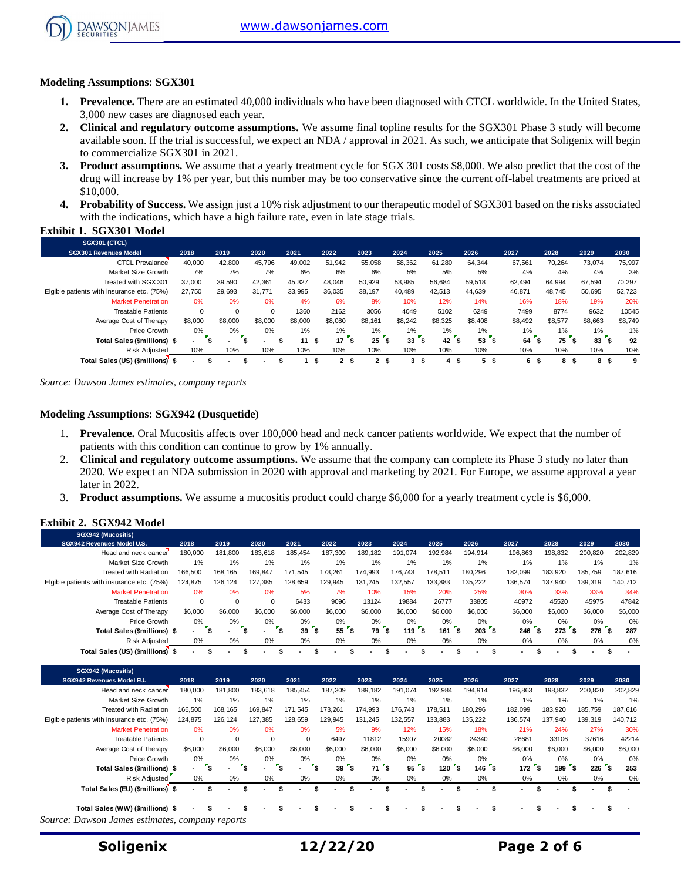### Modeling Assumptions: SGX301

1. **Prevalence.** There are an estimated 40,000 individuals who have been diagnosed with CTCL worldwide. In the United States, 3,000 new cases are diagnosed each year.
2. **Clinical and regulatory outcome assumptions.** We assume final topline results for the SGX301 Phase 3 study will become available soon. If the trial is successful, we expect an NDA / approval in 2021. As such, we anticipate that Soligenix will begin to commercialize SGX301 in 2021.
3. **Product assumptions.** We assume that a yearly treatment cycle for SGX 301 costs $8,000. We also predict that the cost of the drug will increase by 1% per year, but this number may be too conservative since the current off-label treatments are priced at $10,000.
4. **Probability of Success.** We assign just a 10% risk adjustment to our therapeutic model of SGX301 based on the risks associated with the indications, which have a high failure rate, even in late stage trials.

**Exhibit 1. SGX301 Model**

| SGX301 (CTCL) SGX301 Revenues Model | 2018 | 2019 | 2020 | 2021 | 2022 | 2023 | 2024 | 2025 | 2026 | 2027 | 2028 | 2029 | 2030 |
|---|---|---|---|---|---|---|---|---|---|---|---|---|---|
| CTCL Prevalance | 40,000 | 42,800 | 45,796 | 49,002 | 51,942 | 55,058 | 58,362 | 61,280 | 64,344 | 67,561 | 70,264 | 73,074 | 75,997 |
| Market Size Growth | 7% | 7% | 7% | 6% | 6% | 6% | 5% | 5% | 5% | 4% | 4% | 4% | 3% |
| Treated with SGX 301 | 37,000 | 39,590 | 42,361 | 45,327 | 48,046 | 50,929 | 53,985 | 56,684 | 59,518 | 62,494 | 64,994 | 67,594 | 70,297 |
| Elgible patients with insurance etc. (75%) | 27,750 | 29,693 | 31,771 | 33,995 | 36,035 | 38,197 | 40,489 | 42,513 | 44,639 | 46,871 | 48,745 | 50,695 | 52,723 |
| Market Penetration | 0% | 0% | 0% | 4% | 6% | 8% | 10% | 12% | 14% | 16% | 18% | 19% | 20% |
| Treatable Patients | 0 | 0 | 0 | 1360 | 2162 | 3056 | 4049 | 5102 | 6249 | 7499 | 8774 | 9632 | 10545 |
| Average Cost of Therapy | $8,000 | $8,000 | $8,000 | $8,000 | $8,080 | $8,161 | $8,242 | $8,325 | $8,408 | $8,492 | $8,577 | $8,663 | $8,749 |
| Price Growth | 0% | 0% | 0% | 1% | 1% | 1% | 1% | 1% | 1% | 1% | 1% | 1% | 1% |
| **Total Sales ($millions)** | $ - | $ - | $ - | $ 11 | $ 17 | $ 25 | $ 33 | $ 42 | $ 53 | $ 64 | $ 75 | $ 83 | $ 92 |
| Risk Adjusted | 10% | 10% | 10% | 10% | 10% | 10% | 10% | 10% | 10% | 10% | 10% | 10% | 10% |
| **Total Sales (US) ($millions)** | $ - | $ - | $ - | $ 1 | $ 2 | $ 2 | $ 3 | $ 4 | $ 5 | $ 6 | $ 8 | $ 8 | $ 9 |

*Source: Dawson James estimates, company reports*

### Modeling Assumptions: SGX942 (Dusquetide)

1. **Prevalence.** Oral Mucositis affects over 180,000 head and neck cancer patients worldwide. We expect that the number of patients with this condition can continue to grow by 1% annually.
2. **Clinical and regulatory outcome assumptions.** We assume that the company can complete its Phase 3 study no later than 2020. We expect an NDA submission in 2020 with approval and marketing by 2021. For Europe, we assume approval a year later in 2022.
3. **Product assumptions.** We assume a mucositis product could charge $6,000 for a yearly treatment cycle is $6,000.

**Exhibit 2. SGX942 Model**

| SGX942 (Mucositis) SGX942 Revenues Model U.S. | 2018 | 2019 | 2020 | 2021 | 2022 | 2023 | 2024 | 2025 | 2026 | 2027 | 2028 | 2029 | 2030 |
|---|---|---|---|---|---|---|---|---|---|---|---|---|---|
| Head and neck cancer | 180,000 | 181,800 | 183,618 | 185,454 | 187,309 | 189,182 | 191,074 | 192,984 | 194,914 | 196,863 | 198,832 | 200,820 | 202,829 |
| Market Size Growth | 1% | 1% | 1% | 1% | 1% | 1% | 1% | 1% | 1% | 1% | 1% | 1% | 1% |
| Treated with Radiation | 166,500 | 168,165 | 169,847 | 171,545 | 173,261 | 174,993 | 176,743 | 178,511 | 180,296 | 182,099 | 183,920 | 185,759 | 187,616 |
| Elgible patients with insurance etc. (75%) | 124,875 | 126,124 | 127,385 | 128,659 | 129,945 | 131,245 | 132,557 | 133,883 | 135,222 | 136,574 | 137,940 | 139,319 | 140,712 |
| Market Penetration | 0% | 0% | 0% | 5% | 7% | 10% | 15% | 20% | 25% | 30% | 33% | 33% | 34% |
| Treatable Patients | 0 | 0 | 0 | 6433 | 9096 | 13124 | 19884 | 26777 | 33805 | 40972 | 45520 | 45975 | 47842 |
| Average Cost of Therapy | $6,000 | $6,000 | $6,000 | $6,000 | $6,000 | $6,000 | $6,000 | $6,000 | $6,000 | $6,000 | $6,000 | $6,000 | $6,000 |
| Price Growth | 0% | 0% | 0% | 0% | 0% | 0% | 0% | 0% | 0% | 0% | 0% | 0% | 0% |
| **Total Sales ($millions)** | $ - | $ - | $ - | $ 39 | $ 55 | $ 79 | $ 119 | $ 161 | $ 203 | $ 246 | $ 273 | $ 276 | $ 287 |
| Risk Adjusted | 0% | 0% | 0% | 0% | 0% | 0% | 0% | 0% | 0% | 0% | 0% | 0% | 0% |
| **Total Sales (US) ($millions)** | $ - | $ - | $ - | $ - | $ - | $ - | $ - | $ - | $ - | $ - | $ - | $ - | $ - |

| SGX942 (Mucositis) SGX942 Revenues Model EU. | 2018 | 2019 | 2020 | 2021 | 2022 | 2023 | 2024 | 2025 | 2026 | 2027 | 2028 | 2029 | 2030 |
|---|---|---|---|---|---|---|---|---|---|---|---|---|---|
| Head and neck cancer | 180,000 | 181,800 | 183,618 | 185,454 | 187,309 | 189,182 | 191,074 | 192,984 | 194,914 | 196,863 | 198,832 | 200,820 | 202,829 |
| Market Size Growth | 1% | 1% | 1% | 1% | 1% | 1% | 1% | 1% | 1% | 1% | 1% | 1% | 1% |
| Treated with Radiation | 166,500 | 168,165 | 169,847 | 171,545 | 173,261 | 174,993 | 176,743 | 178,511 | 180,296 | 182,099 | 183,920 | 185,759 | 187,616 |
| Elgible patients with insurance etc. (75%) | 124,875 | 126,124 | 127,385 | 128,659 | 129,945 | 131,245 | 132,557 | 133,883 | 135,222 | 136,574 | 137,940 | 139,319 | 140,712 |
| Market Penetration | 0% | 0% | 0% | 0% | 5% | 9% | 12% | 15% | 18% | 21% | 24% | 27% | 30% |
| Treatable Patients | 0 | 0 | 0 | 0 | 6497 | 11812 | 15907 | 20082 | 24340 | 28681 | 33106 | 37616 | 42214 |
| Average Cost of Therapy | $6,000 | $6,000 | $6,000 | $6,000 | $6,000 | $6,000 | $6,000 | $6,000 | $6,000 | $6,000 | $6,000 | $6,000 | $6,000 |
| Price Growth | 0% | 0% | 0% | 0% | 0% | 0% | 0% | 0% | 0% | 0% | 0% | 0% | 0% |
| **Total Sales ($millions)** | $ - | $ - | $ - | $ - | $ 39 | $ 71 | $ 95 | $ 120 | $ 146 | $ 172 | $ 199 | $ 226 | $ 253 |
| Risk Adjusted | 0% | 0% | 0% | 0% | 0% | 0% | 0% | 0% | 0% | 0% | 0% | 0% | 0% |
| **Total Sales (EU) ($millions)** | $ - | $ - | $ - | $ - | $ - | $ - | $ - | $ - | $ - | $ - | $ - | $ - | $ - |
| | | | | | | | | | | | | | |
| **Total Sales (WW) ($millions)** | $ - | $ - | $ - | $ - | $ - | $ - | $ - | $ - | $ - | $ - | $ - | $ - | $ - |

*Source: Dawson James estimates, company reports*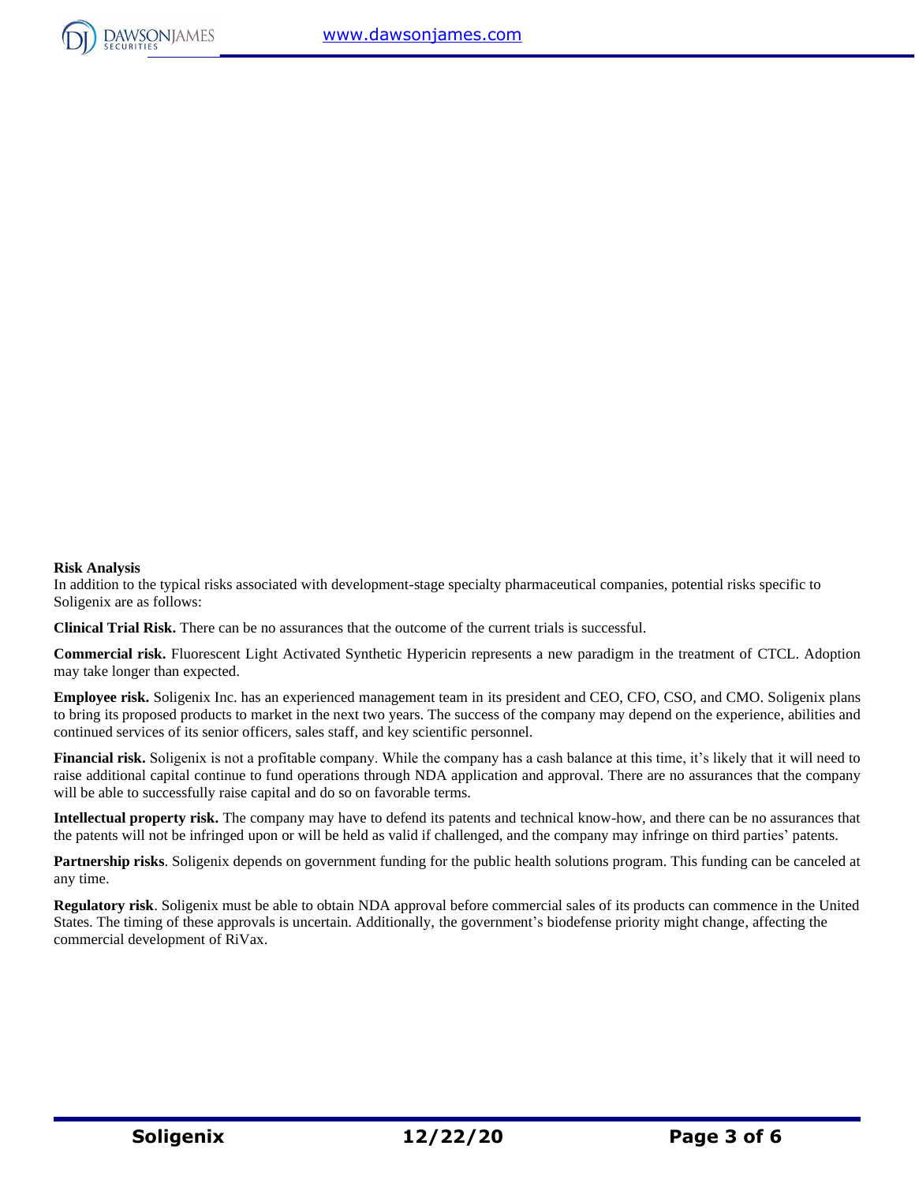**Risk Analysis**

In addition to the typical risks associated with development-stage specialty pharmaceutical companies, potential risks specific to Soligenix are as follows:

**Clinical Trial Risk.** There can be no assurances that the outcome of the current trials is successful.

**Commercial risk.** Fluorescent Light Activated Synthetic Hypericin represents a new paradigm in the treatment of CTCL. Adoption may take longer than expected.

**Employee risk.** Soligenix Inc. has an experienced management team in its president and CEO, CFO, CSO, and CMO. Soligenix plans to bring its proposed products to market in the next two years. The success of the company may depend on the experience, abilities and continued services of its senior officers, sales staff, and key scientific personnel.

**Financial risk.** Soligenix is not a profitable company. While the company has a cash balance at this time, it's likely that it will need to raise additional capital continue to fund operations through NDA application and approval. There are no assurances that the company will be able to successfully raise capital and do so on favorable terms.

**Intellectual property risk.** The company may have to defend its patents and technical know-how, and there can be no assurances that the patents will not be infringed upon or will be held as valid if challenged, and the company may infringe on third parties' patents.

**Partnership risks**. Soligenix depends on government funding for the public health solutions program. This funding can be canceled at any time.

**Regulatory risk**. Soligenix must be able to obtain NDA approval before commercial sales of its products can commence in the United States. The timing of these approvals is uncertain. Additionally, the government's biodefense priority might change, affecting the commercial development of RiVax.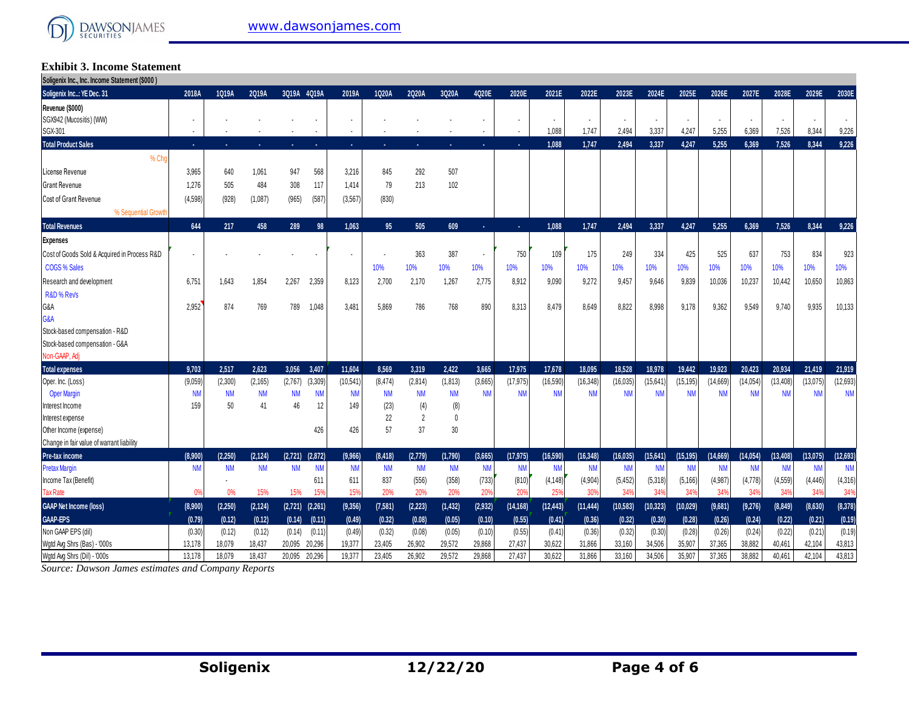### Exhibit 3. Income Statement

| Soligenix Inc., Inc. Income Statement ($000 ) | | | | | | | | | | | | | | | | | | | | | | | |
|---|---|---|---|---|---|---|---|---|---|---|---|---|---|---|---|---|---|---|---|---|---|---|---|
| Soligenix Inc..: YE Dec. 31 | 2018A | 1Q19A | 2Q19A | 3Q19A | 4Q19A | 2019A | 1Q20A | 2Q20A | 3Q20A | 4Q20E | 2020E | 2021E | 2022E | 2023E | 2024E | 2025E | 2026E | 2027E | 2028E | 2029E | 2030E |
| **Revenue ($000)** | | | | | | | | | | | | | | | | | | | | | |
| SGX942 (Mucositis) (WW) | - | - | - | - | - | - | - | - | - | - | - | - | - | - | - | - | - | - | - | - | - |
| SGX-301 | - | - | - | - | - | - | - | - | - | - | - | 1,088 | 1,747 | 2,494 | 3,337 | 4,247 | 5,255 | 6,369 | 7,526 | 8,344 | 9,226 |
| **Total Product Sales** | - | - | - | - | - | - | - | - | - | - | - | 1,088 | 1,747 | 2,494 | 3,337 | 4,247 | 5,255 | 6,369 | 7,526 | 8,344 | 9,226 |
| % Chg | | | | | | | | | | | | | | | | | | | | | |
| License Revenue | 3,965 | 640 | 1,061 | 947 | 568 | 3,216 | 845 | 292 | 507 | | | | | | | | | | | | |
| Grant Revenue | 1,276 | 505 | 484 | 308 | 117 | 1,414 | 79 | 213 | 102 | | | | | | | | | | | | |
| Cost of Grant Revenue | (4,598) | (928) | (1,087) | (965) | (587) | (3,567) | (830) | | | | | | | | | | | | | | |
| % Sequential Growth | | | | | | | | | | | | | | | | | | | | | |
| **Total Revenues** | 644 | 217 | 458 | 289 | 98 | 1,063 | 95 | 505 | 609 | - | - | 1,088 | 1,747 | 2,494 | 3,337 | 4,247 | 5,255 | 6,369 | 7,526 | 8,344 | 9,226 |
| **Expenses** | | | | | | | | | | | | | | | | | | | | | |
| Cost of Goods Sold & Acquired in Process R&D | - | - | - | - | - | - | - | 363 | 387 | - | 750 | 109 | 175 | 249 | 334 | 425 | 525 | 637 | 753 | 834 | 923 |
| COGS % Sales | | | | | | | 10% | 10% | 10% | 10% | 10% | 10% | 10% | 10% | 10% | 10% | 10% | 10% | 10% | 10% | 10% |
| Research and development | 6,751 | 1,643 | 1,854 | 2,267 | 2,359 | 8,123 | 2,700 | 2,170 | 1,267 | 2,775 | 8,912 | 9,090 | 9,272 | 9,457 | 9,646 | 9,839 | 10,036 | 10,237 | 10,442 | 10,650 | 10,863 |
| R&D % Revs | | | | | | | | | | | | | | | | | | | | | |
| G&A | 2,952 | 874 | 769 | 789 | 1,048 | 3,481 | 5,869 | 786 | 768 | 890 | 8,313 | 8,479 | 8,649 | 8,822 | 8,998 | 9,178 | 9,362 | 9,549 | 9,740 | 9,935 | 10,133 |
| G&A | | | | | | | | | | | | | | | | | | | | | |
| Stock-based compensation - R&D | | | | | | | | | | | | | | | | | | | | | |
| Stock-based compensation - G&A | | | | | | | | | | | | | | | | | | | | | |
| Non-GAAP, Adj | | | | | | | | | | | | | | | | | | | | | |
| **Total expenses** | 9,703 | 2,517 | 2,623 | 3,056 | 3,407 | 11,604 | 8,569 | 3,319 | 2,422 | 3,665 | 17,975 | 17,678 | 18,095 | 18,528 | 18,978 | 19,442 | 19,923 | 20,423 | 20,934 | 21,419 | 21,919 |
| Oper. Inc. (Loss) | (9,059) | (2,300) | (2,165) | (2,767) | (3,309) | (10,541) | (8,474) | (2,814) | (1,813) | (3,665) | (17,975) | (16,590) | (16,348) | (16,035) | (15,641) | (15,195) | (14,669) | (14,054) | (13,408) | (13,075) | (12,693) |
| Oper Margin | NM | NM | NM | NM | NM | NM | NM | NM | NM | NM | NM | NM | NM | NM | NM | NM | NM | NM | NM | NM | NM |
| Interest Income | 159 | 50 | 41 | 46 | 12 | 149 | (23) | (4) | (8) | | | | | | | | | | | | |
| Interest expense | | | | | | | 22 | 2 | 0 | | | | | | | | | | | | |
| Other Income (expense) | | | | | 426 | 426 | 57 | 37 | 30 | | | | | | | | | | | | |
| Change in fair value of warrant liability | | | | | | | | | | | | | | | | | | | | | |
| **Pre-tax income** | (8,900) | (2,250) | (2,124) | (2,721) | (2,872) | (9,966) | (8,418) | (2,779) | (1,790) | (3,665) | (17,975) | (16,590) | (16,348) | (16,035) | (15,641) | (15,195) | (14,669) | (14,054) | (13,408) | (13,075) | (12,693) |
| Pretax Margin | NM | NM | NM | NM | NM | NM | NM | NM | NM | NM | NM | NM | NM | NM | NM | NM | NM | NM | NM | NM | NM |
| Income Tax (Benefit) | | - | | | 611 | 611 | 837 | (556) | (358) | (733) | (810) | (4,148) | (4,904) | (5,452) | (5,318) | (5,166) | (4,987) | (4,778) | (4,559) | (4,446) | (4,316) |
| Tax Rate | 0% | 0% | 15% | 15% | 15% | 15% | 20% | 20% | 20% | 20% | 20% | 25% | 30% | 34% | 34% | 34% | 34% | 34% | 34% | 34% | 34% |
| **GAAP Net Income (loss)** | (8,900) | (2,250) | (2,124) | (2,721) | (2,261) | (9,356) | (7,581) | (2,223) | (1,432) | (2,932) | (14,168) | (12,443) | (11,444) | (10,583) | (10,323) | (10,029) | (9,681) | (9,276) | (8,849) | (8,630) | (8,378) |
| **GAAP-EPS** | (0.79) | (0.12) | (0.12) | (0.14) | (0.11) | (0.49) | (0.32) | (0.08) | (0.05) | (0.10) | (0.55) | (0.41) | (0.36) | (0.32) | (0.30) | (0.28) | (0.26) | (0.24) | (0.22) | (0.21) | (0.19) |
| Non GAAP EPS (dil) | (0.30) | (0.12) | (0.12) | (0.14) | (0.11) | (0.49) | (0.32) | (0.08) | (0.05) | (0.10) | (0.55) | (0.41) | (0.36) | (0.32) | (0.30) | (0.28) | (0.26) | (0.24) | (0.22) | (0.21) | (0.19) |
| Wgtd Avg Shrs (Bas) - '000s | 13,178 | 18,079 | 18,437 | 20,095 | 20,296 | 19,377 | 23,405 | 26,902 | 29,572 | 29,868 | 27,437 | 30,622 | 31,866 | 33,160 | 34,506 | 35,907 | 37,365 | 38,882 | 40,461 | 42,104 | 43,813 |
| Wgtd Avg Shrs (Dil) - '000s | 13,178 | 18,079 | 18,437 | 20,095 | 20,296 | 19,377 | 23,405 | 26,902 | 29,572 | 29,868 | 27,437 | 30,622 | 31,866 | 33,160 | 34,506 | 35,907 | 37,365 | 38,882 | 40,461 | 42,104 | 43,813 |

*Source: Dawson James estimates and Company Reports*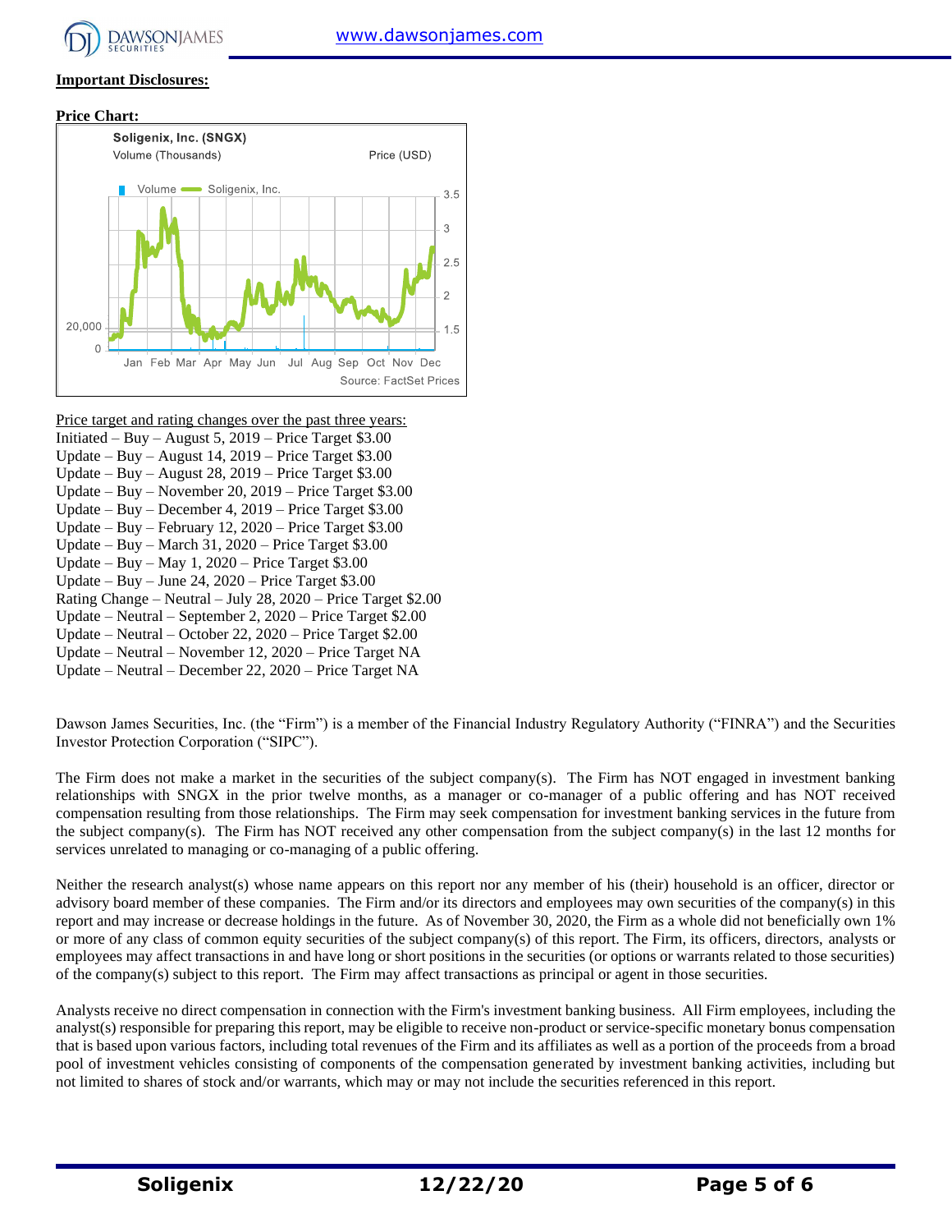**Important Disclosures:**

**Price Chart:**

Soligenix, Inc. (SNGX)

Volume (Thousands) Price (USD)

Source: FactSet Prices

Price target and rating changes over the past three years:

Initiated – Buy – August 5, 2019 – Price Target $3.00
Update – Buy – August 14, 2019 – Price Target $3.00
Update – Buy – August 28, 2019 – Price Target $3.00
Update – Buy – November 20, 2019 – Price Target $3.00
Update – Buy – December 4, 2019 – Price Target $3.00
Update – Buy – February 12, 2020 – Price Target $3.00
Update – Buy – March 31, 2020 – Price Target $3.00
Update – Buy – May 1, 2020 – Price Target $3.00
Update – Buy – June 24, 2020 – Price Target $3.00
Rating Change – Neutral – July 28, 2020 – Price Target $2.00
Update – Neutral – September 2, 2020 – Price Target $2.00
Update – Neutral – October 22, 2020 – Price Target $2.00
Update – Neutral – November 12, 2020 – Price Target NA
Update – Neutral – December 22, 2020 – Price Target NA

Dawson James Securities, Inc. (the "Firm") is a member of the Financial Industry Regulatory Authority ("FINRA") and the Securities Investor Protection Corporation ("SIPC").

The Firm does not make a market in the securities of the subject company(s). The Firm has NOT engaged in investment banking relationships with SNGX in the prior twelve months, as a manager or co-manager of a public offering and has NOT received compensation resulting from those relationships. The Firm may seek compensation for investment banking services in the future from the subject company(s). The Firm has NOT received any other compensation from the subject company(s) in the last 12 months for services unrelated to managing or co-managing of a public offering.

Neither the research analyst(s) whose name appears on this report nor any member of his (their) household is an officer, director or advisory board member of these companies. The Firm and/or its directors and employees may own securities of the company(s) in this report and may increase or decrease holdings in the future. As of November 30, 2020, the Firm as a whole did not beneficially own 1% or more of any class of common equity securities of the subject company(s) of this report. The Firm, its officers, directors, analysts or employees may affect transactions in and have long or short positions in the securities (or options or warrants related to those securities) of the company(s) subject to this report. The Firm may affect transactions as principal or agent in those securities.

Analysts receive no direct compensation in connection with the Firm's investment banking business. All Firm employees, including the analyst(s) responsible for preparing this report, may be eligible to receive non-product or service-specific monetary bonus compensation that is based upon various factors, including total revenues of the Firm and its affiliates as well as a portion of the proceeds from a broad pool of investment vehicles consisting of components of the compensation generated by investment banking activities, including but not limited to shares of stock and/or warrants, which may or may not include the securities referenced in this report.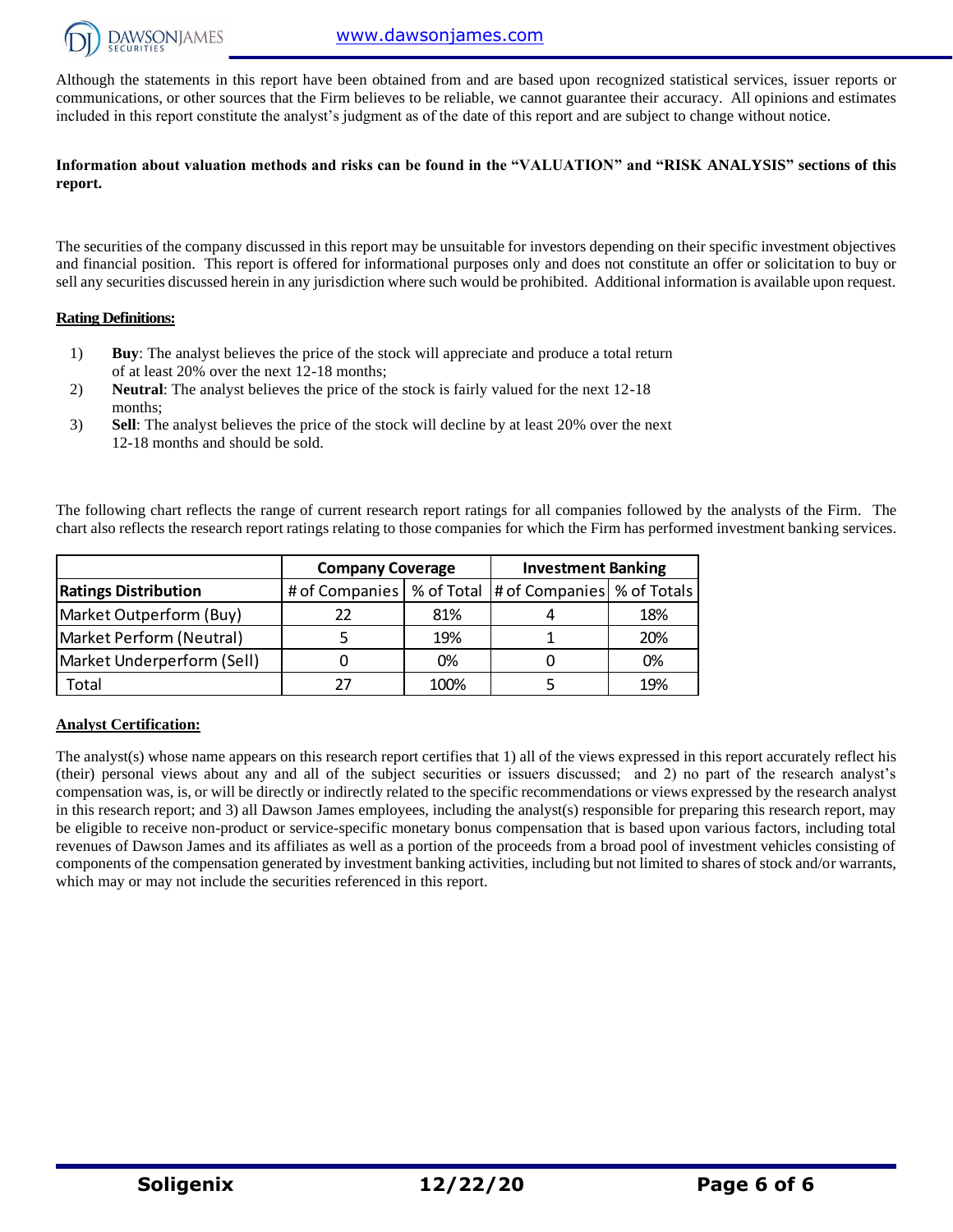Although the statements in this report have been obtained from and are based upon recognized statistical services, issuer reports or communications, or other sources that the Firm believes to be reliable, we cannot guarantee their accuracy. All opinions and estimates included in this report constitute the analyst's judgment as of the date of this report and are subject to change without notice.

**Information about valuation methods and risks can be found in the "VALUATION" and "RISK ANALYSIS" sections of this report.**

The securities of the company discussed in this report may be unsuitable for investors depending on their specific investment objectives and financial position. This report is offered for informational purposes only and does not constitute an offer or solicitation to buy or sell any securities discussed herein in any jurisdiction where such would be prohibited. Additional information is available upon request.

**Rating Definitions:**

1) **Buy**: The analyst believes the price of the stock will appreciate and produce a total return of at least 20% over the next 12-18 months;
2) **Neutral**: The analyst believes the price of the stock is fairly valued for the next 12-18 months;
3) **Sell**: The analyst believes the price of the stock will decline by at least 20% over the next 12-18 months and should be sold.

The following chart reflects the range of current research report ratings for all companies followed by the analysts of the Firm. The chart also reflects the research report ratings relating to those companies for which the Firm has performed investment banking services.

| | **Company Coverage** | | **Investment Banking** | |
|---|---|---|---|---|
| **Ratings Distribution** | # of Companies | % of Total | # of Companies | % of Totals |
| Market Outperform (Buy) | 22 | 81% | 4 | 18% |
| Market Perform (Neutral) | 5 | 19% | 1 | 20% |
| Market Underperform (Sell) | 0 | 0% | 0 | 0% |
| Total | 27 | 100% | 5 | 19% |

**Analyst Certification:**

The analyst(s) whose name appears on this research report certifies that 1) all of the views expressed in this report accurately reflect his (their) personal views about any and all of the subject securities or issuers discussed; and 2) no part of the research analyst's compensation was, is, or will be directly or indirectly related to the specific recommendations or views expressed by the research analyst in this research report; and 3) all Dawson James employees, including the analyst(s) responsible for preparing this research report, may be eligible to receive non-product or service-specific monetary bonus compensation that is based upon various factors, including total revenues of Dawson James and its affiliates as well as a portion of the proceeds from a broad pool of investment vehicles consisting of components of the compensation generated by investment banking activities, including but not limited to shares of stock and/or warrants, which may or may not include the securities referenced in this report.